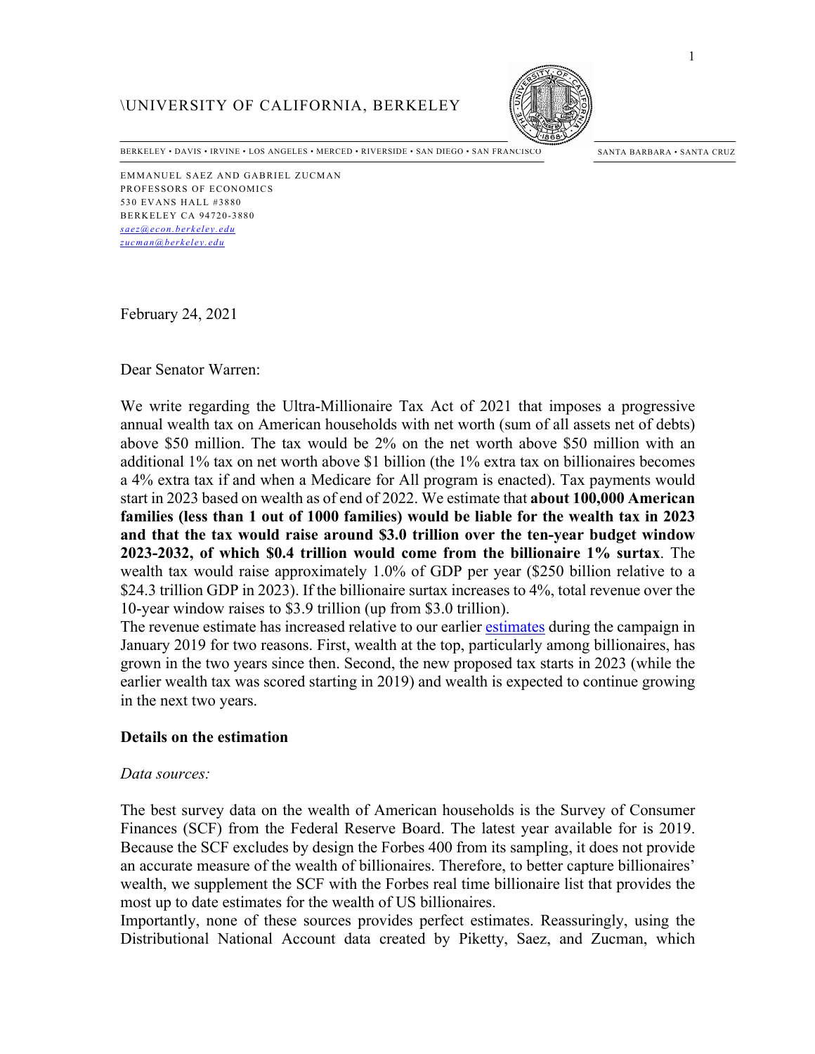\UNIVERSITY OF CALIFORNIA, BERKELEY

BERKELEY • DAVIS • IRVINE • LOS ANGELES • MERCED • RIVERSIDE • SAN DIEGO • SAN FRANCISCO SANTA BARBARA • SANTA CRUZ

EMMANUEL SAEZ AND GABRIEL ZUCMAN
PROFESSORS OF ECONOMICS
530 EVANS HALL #3880
BERKELEY CA 94720-3880
*saez@econ.berkeley.edu*
*zucman@berkeley.edu*

February 24, 2021

Dear Senator Warren:

We write regarding the Ultra-Millionaire Tax Act of 2021 that imposes a progressive annual wealth tax on American households with net worth (sum of all assets net of debts) above $50 million. The tax would be 2% on the net worth above $50 million with an additional 1% tax on net worth above $1 billion (the 1% extra tax on billionaires becomes a 4% extra tax if and when a Medicare for All program is enacted). Tax payments would start in 2023 based on wealth as of end of 2022. We estimate that **about 100,000 American families (less than 1 out of 1000 families) would be liable for the wealth tax in 2023 and that the tax would raise around $3.0 trillion over the ten-year budget window 2023-2032, of which $0.4 trillion would come from the billionaire 1% surtax**. The wealth tax would raise approximately 1.0% of GDP per year ($250 billion relative to a $24.3 trillion GDP in 2023). If the billionaire surtax increases to 4%, total revenue over the 10-year window raises to $3.9 trillion (up from $3.0 trillion).

The revenue estimate has increased relative to our earlier estimates during the campaign in January 2019 for two reasons. First, wealth at the top, particularly among billionaires, has grown in the two years since then. Second, the new proposed tax starts in 2023 (while the earlier wealth tax was scored starting in 2019) and wealth is expected to continue growing in the next two years.

**Details on the estimation**

*Data sources:*

The best survey data on the wealth of American households is the Survey of Consumer Finances (SCF) from the Federal Reserve Board. The latest year available for is 2019. Because the SCF excludes by design the Forbes 400 from its sampling, it does not provide an accurate measure of the wealth of billionaires. Therefore, to better capture billionaires' wealth, we supplement the SCF with the Forbes real time billionaire list that provides the most up to date estimates for the wealth of US billionaires.

Importantly, none of these sources provides perfect estimates. Reassuringly, using the Distributional National Account data created by Piketty, Saez, and Zucman, which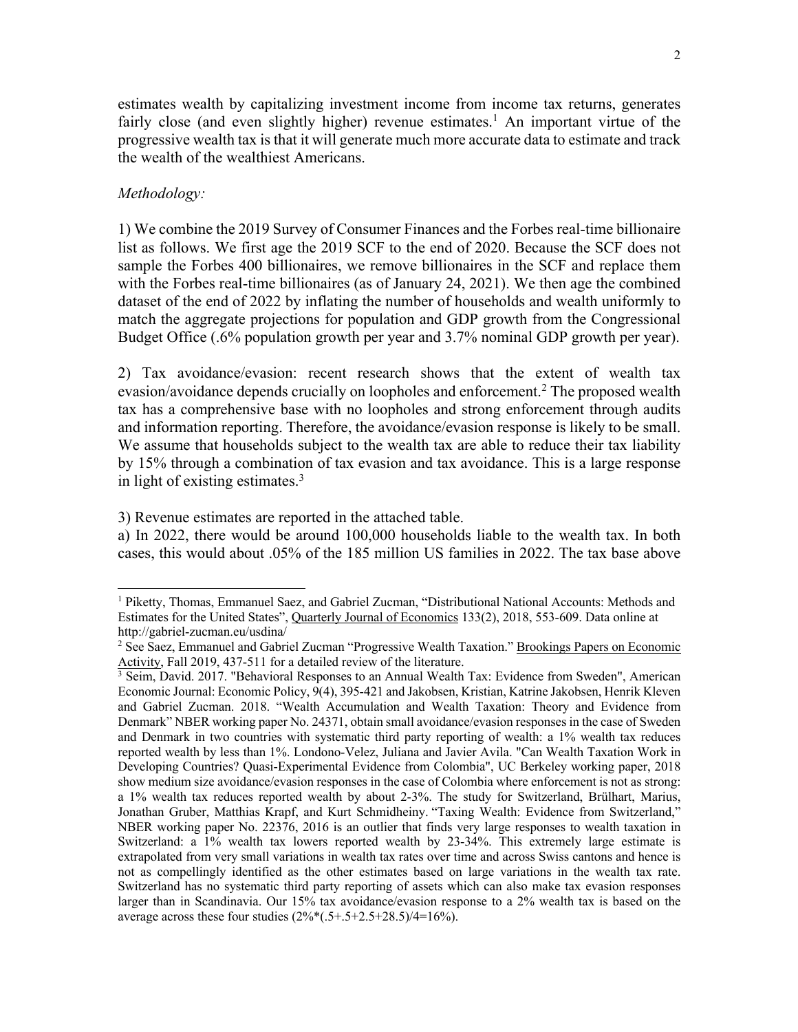estimates wealth by capitalizing investment income from income tax returns, generates fairly close (and even slightly higher) revenue estimates.[1] An important virtue of the progressive wealth tax is that it will generate much more accurate data to estimate and track the wealth of the wealthiest Americans.

*Methodology:*

1) We combine the 2019 Survey of Consumer Finances and the Forbes real-time billionaire list as follows. We first age the 2019 SCF to the end of 2020. Because the SCF does not sample the Forbes 400 billionaires, we remove billionaires in the SCF and replace them with the Forbes real-time billionaires (as of January 24, 2021). We then age the combined dataset of the end of 2022 by inflating the number of households and wealth uniformly to match the aggregate projections for population and GDP growth from the Congressional Budget Office (.6% population growth per year and 3.7% nominal GDP growth per year).

2) Tax avoidance/evasion: recent research shows that the extent of wealth tax evasion/avoidance depends crucially on loopholes and enforcement.[2] The proposed wealth tax has a comprehensive base with no loopholes and strong enforcement through audits and information reporting. Therefore, the avoidance/evasion response is likely to be small. We assume that households subject to the wealth tax are able to reduce their tax liability by 15% through a combination of tax evasion and tax avoidance. This is a large response in light of existing estimates.[3]

3) Revenue estimates are reported in the attached table.

a) In 2022, there would be around 100,000 households liable to the wealth tax. In both cases, this would about .05% of the 185 million US families in 2022. The tax base above

---

[1] Piketty, Thomas, Emmanuel Saez, and Gabriel Zucman, "Distributional National Accounts: Methods and Estimates for the United States", Quarterly Journal of Economics 133(2), 2018, 553-609. Data online at http://gabriel-zucman.eu/usdina/

[2] See Saez, Emmanuel and Gabriel Zucman "Progressive Wealth Taxation." Brookings Papers on Economic Activity, Fall 2019, 437-511 for a detailed review of the literature.

[3] Seim, David. 2017. "Behavioral Responses to an Annual Wealth Tax: Evidence from Sweden", American Economic Journal: Economic Policy, 9(4), 395-421 and Jakobsen, Kristian, Katrine Jakobsen, Henrik Kleven and Gabriel Zucman. 2018. "Wealth Accumulation and Wealth Taxation: Theory and Evidence from Denmark" NBER working paper No. 24371, obtain small avoidance/evasion responses in the case of Sweden and Denmark in two countries with systematic third party reporting of wealth: a 1% wealth tax reduces reported wealth by less than 1%. Londono-Velez, Juliana and Javier Avila. "Can Wealth Taxation Work in Developing Countries? Quasi-Experimental Evidence from Colombia", UC Berkeley working paper, 2018 show medium size avoidance/evasion responses in the case of Colombia where enforcement is not as strong: a 1% wealth tax reduces reported wealth by about 2-3%. The study for Switzerland, Brülhart, Marius, Jonathan Gruber, Matthias Krapf, and Kurt Schmidheiny. "Taxing Wealth: Evidence from Switzerland," NBER working paper No. 22376, 2016 is an outlier that finds very large responses to wealth taxation in Switzerland: a 1% wealth tax lowers reported wealth by 23-34%. This extremely large estimate is extrapolated from very small variations in wealth tax rates over time and across Swiss cantons and hence is not as compellingly identified as the other estimates based on large variations in the wealth tax rate. Switzerland has no systematic third party reporting of assets which can also make tax evasion responses larger than in Scandinavia. Our 15% tax avoidance/evasion response to a 2% wealth tax is based on the average across these four studies (2%*(.5+.5+2.5+28.5)/4=16%).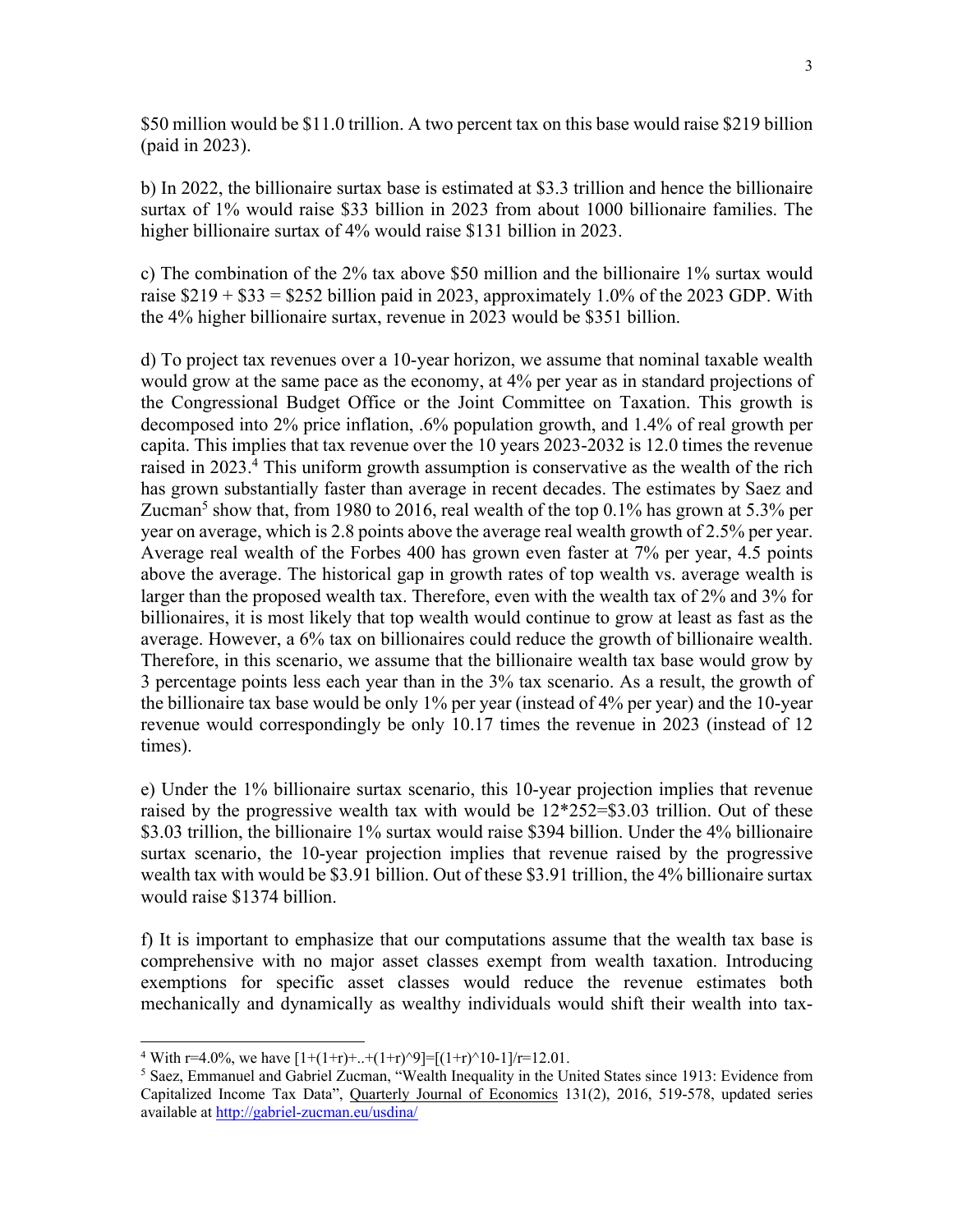$50 million would be $11.0 trillion. A two percent tax on this base would raise $219 billion (paid in 2023).

b) In 2022, the billionaire surtax base is estimated at $3.3 trillion and hence the billionaire surtax of 1% would raise $33 billion in 2023 from about 1000 billionaire families. The higher billionaire surtax of 4% would raise $131 billion in 2023.

c) The combination of the 2% tax above $50 million and the billionaire 1% surtax would raise $219 + $33 = $252 billion paid in 2023, approximately 1.0% of the 2023 GDP. With the 4% higher billionaire surtax, revenue in 2023 would be $351 billion.

d) To project tax revenues over a 10-year horizon, we assume that nominal taxable wealth would grow at the same pace as the economy, at 4% per year as in standard projections of the Congressional Budget Office or the Joint Committee on Taxation. This growth is decomposed into 2% price inflation, .6% population growth, and 1.4% of real growth per capita. This implies that tax revenue over the 10 years 2023-2032 is 12.0 times the revenue raised in 2023.[4] This uniform growth assumption is conservative as the wealth of the rich has grown substantially faster than average in recent decades. The estimates by Saez and Zucman[5] show that, from 1980 to 2016, real wealth of the top 0.1% has grown at 5.3% per year on average, which is 2.8 points above the average real wealth growth of 2.5% per year. Average real wealth of the Forbes 400 has grown even faster at 7% per year, 4.5 points above the average. The historical gap in growth rates of top wealth vs. average wealth is larger than the proposed wealth tax. Therefore, even with the wealth tax of 2% and 3% for billionaires, it is most likely that top wealth would continue to grow at least as fast as the average. However, a 6% tax on billionaires could reduce the growth of billionaire wealth. Therefore, in this scenario, we assume that the billionaire wealth tax base would grow by 3 percentage points less each year than in the 3% tax scenario. As a result, the growth of the billionaire tax base would be only 1% per year (instead of 4% per year) and the 10-year revenue would correspondingly be only 10.17 times the revenue in 2023 (instead of 12 times).

e) Under the 1% billionaire surtax scenario, this 10-year projection implies that revenue raised by the progressive wealth tax with would be 12*252=$3.03 trillion. Out of these $3.03 trillion, the billionaire 1% surtax would raise $394 billion. Under the 4% billionaire surtax scenario, the 10-year projection implies that revenue raised by the progressive wealth tax with would be $3.91 billion. Out of these $3.91 trillion, the 4% billionaire surtax would raise $1374 billion.

f) It is important to emphasize that our computations assume that the wealth tax base is comprehensive with no major asset classes exempt from wealth taxation. Introducing exemptions for specific asset classes would reduce the revenue estimates both mechanically and dynamically as wealthy individuals would shift their wealth into tax-

---

[4] With r=4.0%, we have $[1+(1+r)+..+(1+r)^9]=[(1+r)^{10}-1]/r=12.01$.

[5] Saez, Emmanuel and Gabriel Zucman, "Wealth Inequality in the United States since 1913: Evidence from Capitalized Income Tax Data", Quarterly Journal of Economics 131(2), 2016, 519-578, updated series available at http://gabriel-zucman.eu/usdina/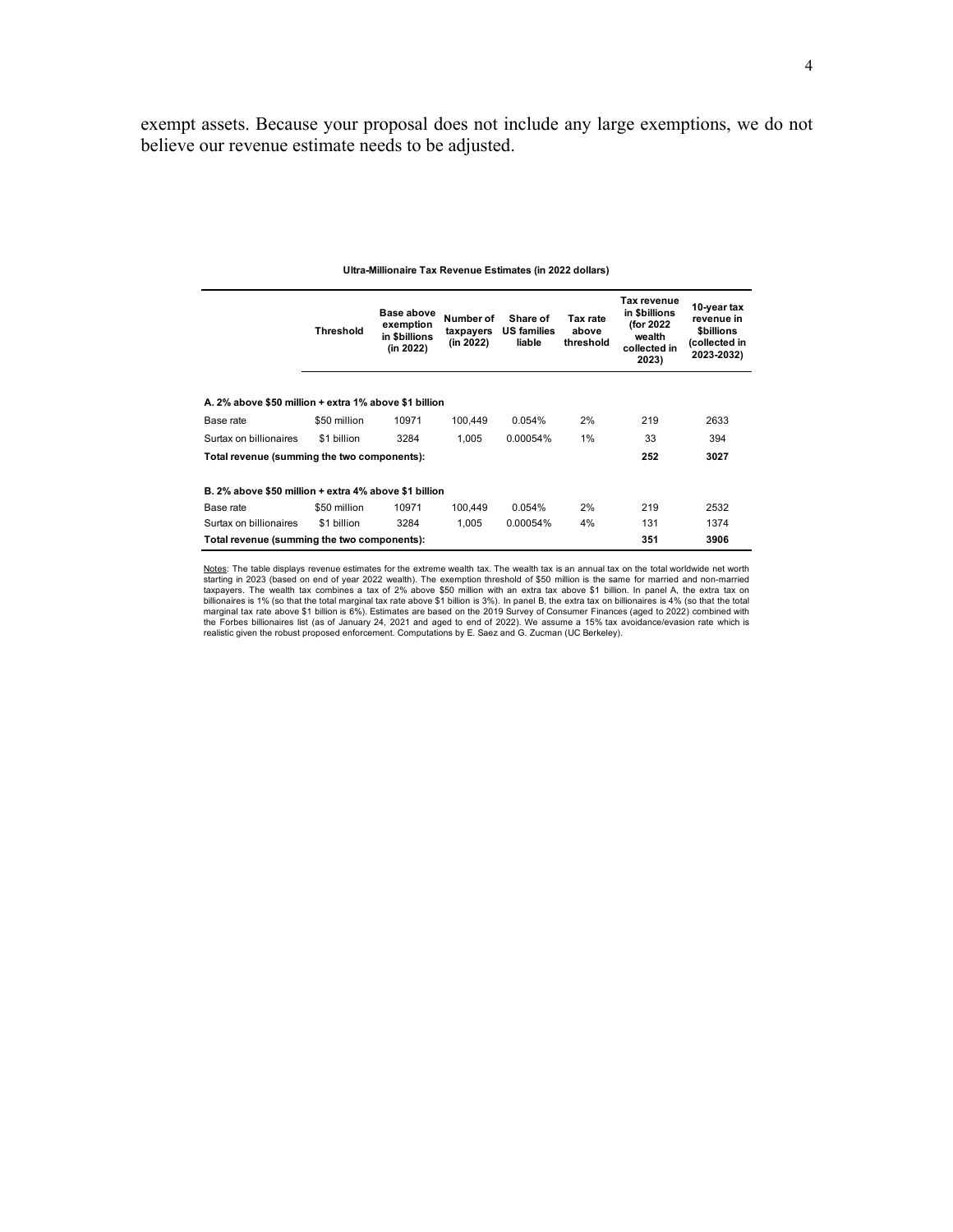exempt assets. Because your proposal does not include any large exemptions, we do not believe our revenue estimate needs to be adjusted.

**Ultra-Millionaire Tax Revenue Estimates (in 2022 dollars)**

| | Threshold | Base above exemption in $billions (in 2022) | Number of taxpayers (in 2022) | Share of US families liable | Tax rate above threshold | Tax revenue in $billions (for 2022 wealth collected in 2023) | 10-year tax revenue in $billions (collected in 2023-2032) |
|---|---|---|---|---|---|---|---|
| **A. 2% above $50 million + extra 1% above $1 billion** | | | | | | | |
| Base rate | $50 million | 10971 | 100,449 | 0.054% | 2% | 219 | 2633 |
| Surtax on billionaires | $1 billion | 3284 | 1,005 | 0.00054% | 1% | 33 | 394 |
| **Total revenue (summing the two components):** | | | | | | **252** | **3027** |
| **B. 2% above $50 million + extra 4% above $1 billion** | | | | | | | |
| Base rate | $50 million | 10971 | 100,449 | 0.054% | 2% | 219 | 2532 |
| Surtax on billionaires | $1 billion | 3284 | 1,005 | 0.00054% | 4% | 131 | 1374 |
| **Total revenue (summing the two components):** | | | | | | **351** | **3906** |

Notes: The table displays revenue estimates for the extreme wealth tax. The wealth tax is an annual tax on the total worldwide net worth starting in 2023 (based on end of year 2022 wealth). The exemption threshold of $50 million is the same for married and non-married taxpayers. The wealth tax combines a tax of 2% above $50 million with an extra tax above $1 billion. In panel A, the extra tax on billionaires is 1% (so that the total marginal tax rate above $1 billion is 3%). In panel B, the extra tax on billionaires is 4% (so that the total marginal tax rate above $1 billion is 6%). Estimates are based on the 2019 Survey of Consumer Finances (aged to 2022) combined with the Forbes billionaires list (as of January 24, 2021 and aged to end of 2022). We assume a 15% tax avoidance/evasion rate which is realistic given the robust proposed enforcement. Computations by E. Saez and G. Zucman (UC Berkeley).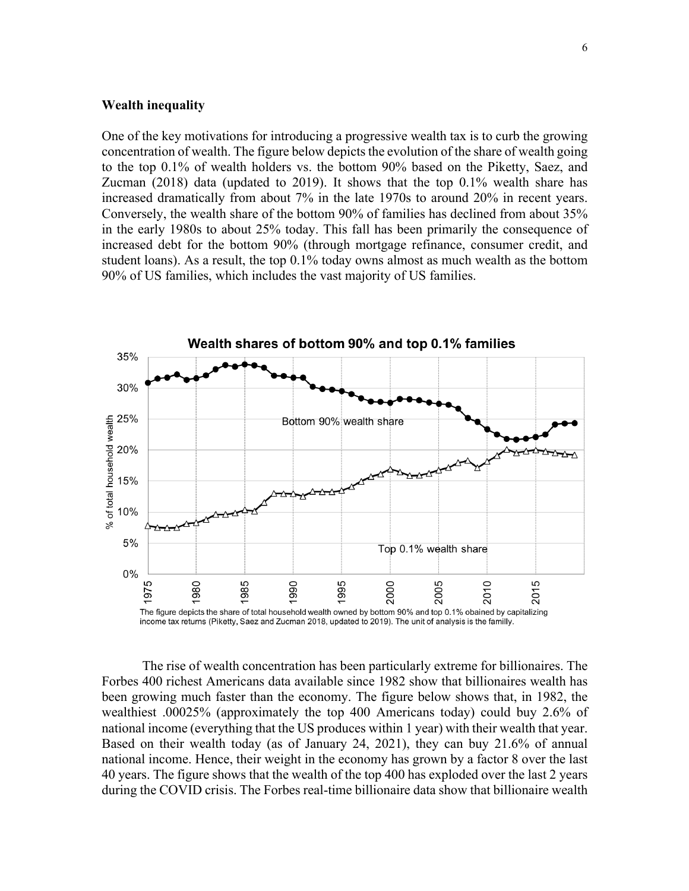### Wealth inequality

One of the key motivations for introducing a progressive wealth tax is to curb the growing concentration of wealth. The figure below depicts the evolution of the share of wealth going to the top 0.1% of wealth holders vs. the bottom 90% based on the Piketty, Saez, and Zucman (2018) data (updated to 2019). It shows that the top 0.1% wealth share has increased dramatically from about 7% in the late 1970s to around 20% in recent years. Conversely, the wealth share of the bottom 90% of families has declined from about 35% in the early 1980s to about 25% today. This fall has been primarily the consequence of increased debt for the bottom 90% (through mortgage refinance, consumer credit, and student loans). As a result, the top 0.1% today owns almost as much wealth as the bottom 90% of US families, which includes the vast majority of US families.

**Wealth shares of bottom 90% and top 0.1% families**

The figure depicts the share of total household wealth owned by bottom 90% and top 0.1% obained by capitalizing income tax returns (Piketty, Saez and Zucman 2018, updated to 2019). The unit of analysis is the familly.

The rise of wealth concentration has been particularly extreme for billionaires. The Forbes 400 richest Americans data available since 1982 show that billionaires wealth has been growing much faster than the economy. The figure below shows that, in 1982, the wealthiest .00025% (approximately the top 400 Americans today) could buy 2.6% of national income (everything that the US produces within 1 year) with their wealth that year. Based on their wealth today (as of January 24, 2021), they can buy 21.6% of annual national income. Hence, their weight in the economy has grown by a factor 8 over the last 40 years. The figure shows that the wealth of the top 400 has exploded over the last 2 years during the COVID crisis. The Forbes real-time billionaire data show that billionaire wealth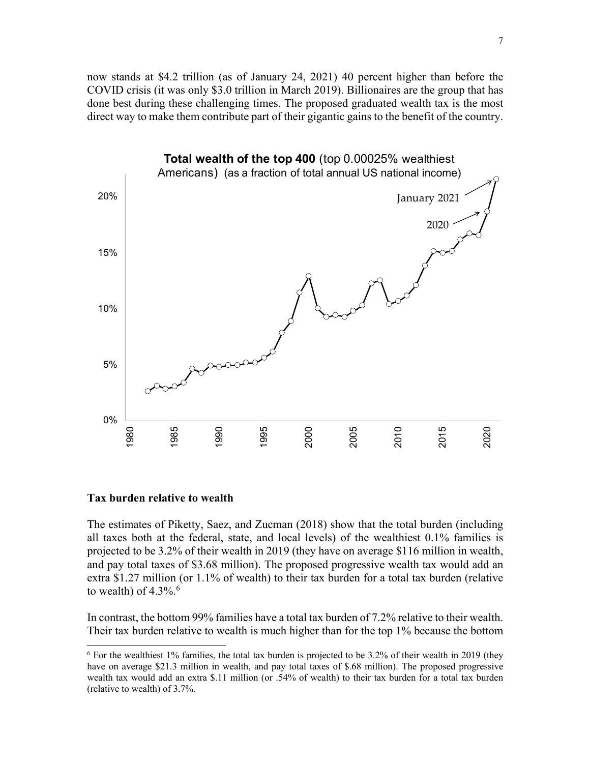now stands at \$4.2 trillion (as of January 24, 2021) 40 percent higher than before the COVID crisis (it was only \$3.0 trillion in March 2019). Billionaires are the group that has done best during these challenging times. The proposed graduated wealth tax is the most direct way to make them contribute part of their gigantic gains to the benefit of the country.

**Total wealth of the top 400** (top 0.00025% wealthiest Americans) (as a fraction of total annual US national income)

### Tax burden relative to wealth

The estimates of Piketty, Saez, and Zucman (2018) show that the total burden (including all taxes both at the federal, state, and local levels) of the wealthiest 0.1% families is projected to be 3.2% of their wealth in 2019 (they have on average \$116 million in wealth, and pay total taxes of \$3.68 million). The proposed progressive wealth tax would add an extra \$1.27 million (or 1.1% of wealth) to their tax burden for a total tax burden (relative to wealth) of 4.3%.[6]

In contrast, the bottom 99% families have a total tax burden of 7.2% relative to their wealth. Their tax burden relative to wealth is much higher than for the top 1% because the bottom

[6] For the wealthiest 1% families, the total tax burden is projected to be 3.2% of their wealth in 2019 (they have on average \$21.3 million in wealth, and pay total taxes of \$.68 million). The proposed progressive wealth tax would add an extra \$.11 million (or .54% of wealth) to their tax burden for a total tax burden (relative to wealth) of 3.7%.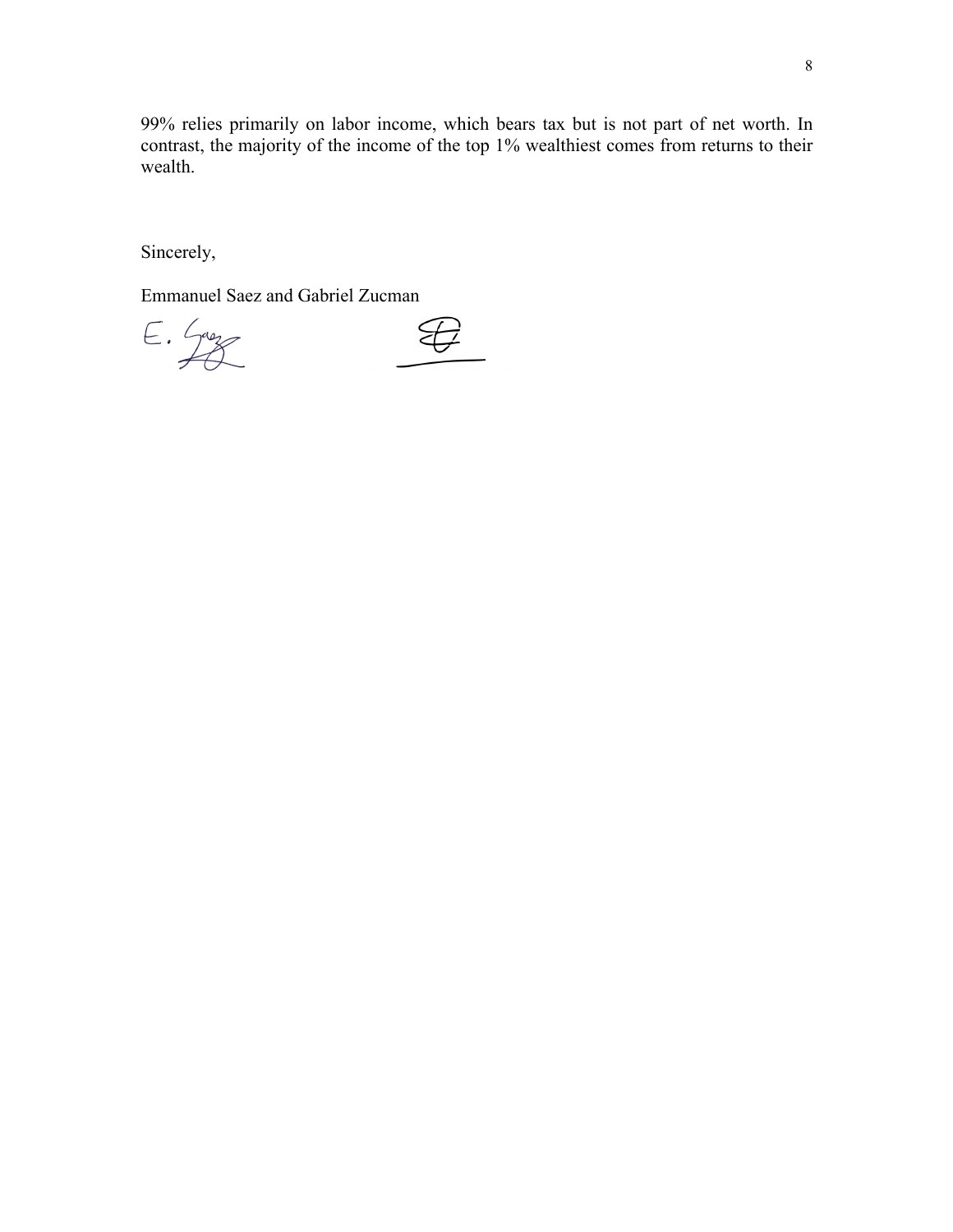99% relies primarily on labor income, which bears tax but is not part of net worth. In contrast, the majority of the income of the top 1% wealthiest comes from returns to their wealth.

Sincerely,

Emmanuel Saez and Gabriel Zucman